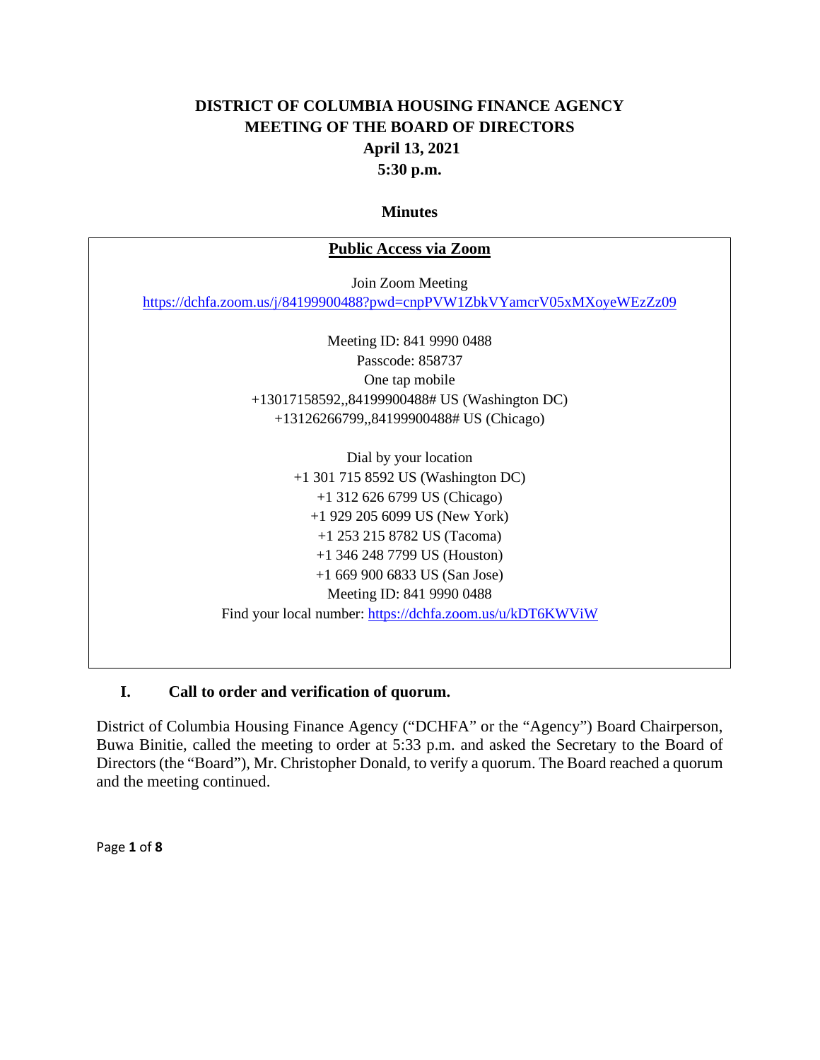# DISTRICT OF COLUMBIA HOUSING FINANCE AGENCY
# MEETING OF THE BOARD OF DIRECTORS
## April 13, 2021
## 5:30 p.m.

### Minutes

**Public Access via Zoom**

Join Zoom Meeting
https://dchfa.zoom.us/j/84199900488?pwd=cnpPVW1ZbkVYamcrV05xMXoyeWEzZz09

Meeting ID: 841 9990 0488
Passcode: 858737
One tap mobile
+13017158592,,84199900488# US (Washington DC)
+13126266799,,84199900488# US (Chicago)

Dial by your location
+1 301 715 8592 US (Washington DC)
+1 312 626 6799 US (Chicago)
+1 929 205 6099 US (New York)
+1 253 215 8782 US (Tacoma)
+1 346 248 7799 US (Houston)
+1 669 900 6833 US (San Jose)
Meeting ID: 841 9990 0488
Find your local number: https://dchfa.zoom.us/u/kDT6KWViW

## I. Call to order and verification of quorum.

District of Columbia Housing Finance Agency ("DCHFA" or the "Agency") Board Chairperson, Buwa Binitie, called the meeting to order at 5:33 p.m. and asked the Secretary to the Board of Directors (the "Board"), Mr. Christopher Donald, to verify a quorum. The Board reached a quorum and the meeting continued.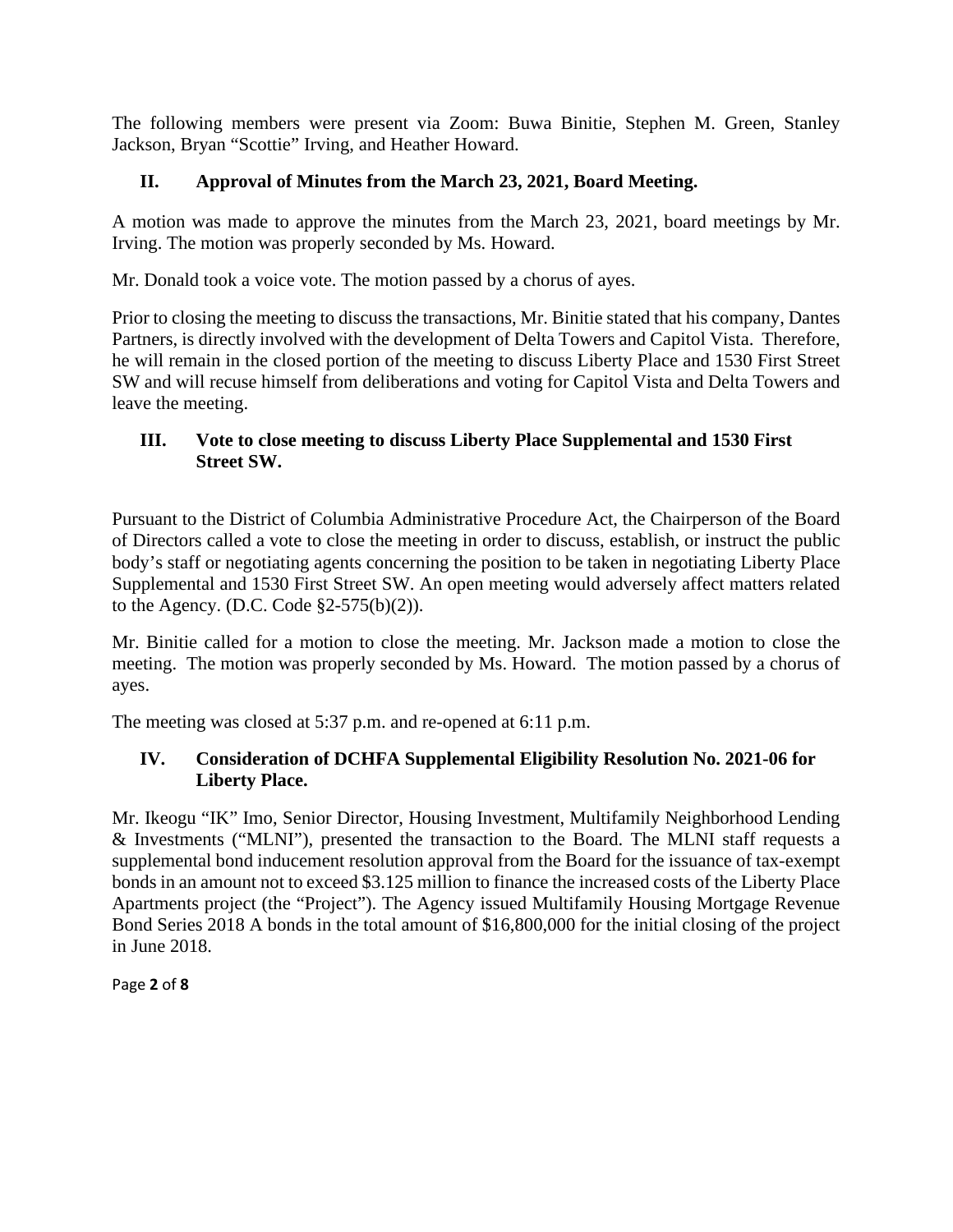The following members were present via Zoom: Buwa Binitie, Stephen M. Green, Stanley Jackson, Bryan "Scottie" Irving, and Heather Howard.

## II. Approval of Minutes from the March 23, 2021, Board Meeting.

A motion was made to approve the minutes from the March 23, 2021, board meetings by Mr. Irving. The motion was properly seconded by Ms. Howard.

Mr. Donald took a voice vote. The motion passed by a chorus of ayes.

Prior to closing the meeting to discuss the transactions, Mr. Binitie stated that his company, Dantes Partners, is directly involved with the development of Delta Towers and Capitol Vista. Therefore, he will remain in the closed portion of the meeting to discuss Liberty Place and 1530 First Street SW and will recuse himself from deliberations and voting for Capitol Vista and Delta Towers and leave the meeting.

## III. Vote to close meeting to discuss Liberty Place Supplemental and 1530 First Street SW.

Pursuant to the District of Columbia Administrative Procedure Act, the Chairperson of the Board of Directors called a vote to close the meeting in order to discuss, establish, or instruct the public body's staff or negotiating agents concerning the position to be taken in negotiating Liberty Place Supplemental and 1530 First Street SW. An open meeting would adversely affect matters related to the Agency. (D.C. Code §2-575(b)(2)).

Mr. Binitie called for a motion to close the meeting. Mr. Jackson made a motion to close the meeting. The motion was properly seconded by Ms. Howard. The motion passed by a chorus of ayes.

The meeting was closed at 5:37 p.m. and re-opened at 6:11 p.m.

## IV. Consideration of DCHFA Supplemental Eligibility Resolution No. 2021-06 for Liberty Place.

Mr. Ikeogu "IK" Imo, Senior Director, Housing Investment, Multifamily Neighborhood Lending & Investments ("MLNI"), presented the transaction to the Board. The MLNI staff requests a supplemental bond inducement resolution approval from the Board for the issuance of tax-exempt bonds in an amount not to exceed $3.125 million to finance the increased costs of the Liberty Place Apartments project (the "Project"). The Agency issued Multifamily Housing Mortgage Revenue Bond Series 2018 A bonds in the total amount of $16,800,000 for the initial closing of the project in June 2018.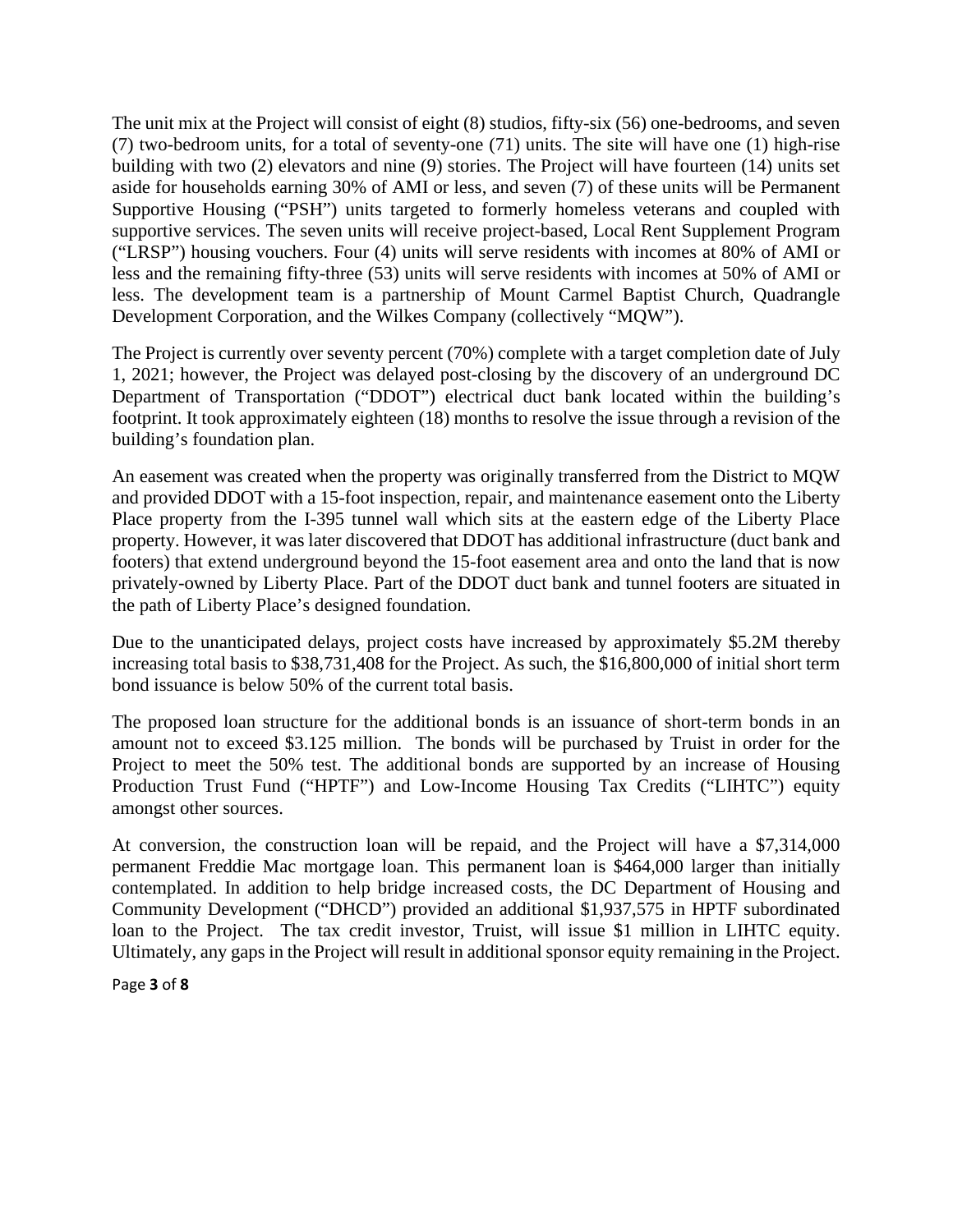The unit mix at the Project will consist of eight (8) studios, fifty-six (56) one-bedrooms, and seven (7) two-bedroom units, for a total of seventy-one (71) units. The site will have one (1) high-rise building with two (2) elevators and nine (9) stories. The Project will have fourteen (14) units set aside for households earning 30% of AMI or less, and seven (7) of these units will be Permanent Supportive Housing ("PSH") units targeted to formerly homeless veterans and coupled with supportive services. The seven units will receive project-based, Local Rent Supplement Program ("LRSP") housing vouchers. Four (4) units will serve residents with incomes at 80% of AMI or less and the remaining fifty-three (53) units will serve residents with incomes at 50% of AMI or less. The development team is a partnership of Mount Carmel Baptist Church, Quadrangle Development Corporation, and the Wilkes Company (collectively "MQW").

The Project is currently over seventy percent (70%) complete with a target completion date of July 1, 2021; however, the Project was delayed post-closing by the discovery of an underground DC Department of Transportation ("DDOT") electrical duct bank located within the building's footprint. It took approximately eighteen (18) months to resolve the issue through a revision of the building's foundation plan.

An easement was created when the property was originally transferred from the District to MQW and provided DDOT with a 15-foot inspection, repair, and maintenance easement onto the Liberty Place property from the I-395 tunnel wall which sits at the eastern edge of the Liberty Place property. However, it was later discovered that DDOT has additional infrastructure (duct bank and footers) that extend underground beyond the 15-foot easement area and onto the land that is now privately-owned by Liberty Place. Part of the DDOT duct bank and tunnel footers are situated in the path of Liberty Place's designed foundation.

Due to the unanticipated delays, project costs have increased by approximately $5.2M thereby increasing total basis to $38,731,408 for the Project. As such, the $16,800,000 of initial short term bond issuance is below 50% of the current total basis.

The proposed loan structure for the additional bonds is an issuance of short-term bonds in an amount not to exceed $3.125 million. The bonds will be purchased by Truist in order for the Project to meet the 50% test. The additional bonds are supported by an increase of Housing Production Trust Fund ("HPTF") and Low-Income Housing Tax Credits ("LIHTC") equity amongst other sources.

At conversion, the construction loan will be repaid, and the Project will have a $7,314,000 permanent Freddie Mac mortgage loan. This permanent loan is $464,000 larger than initially contemplated. In addition to help bridge increased costs, the DC Department of Housing and Community Development ("DHCD") provided an additional $1,937,575 in HPTF subordinated loan to the Project. The tax credit investor, Truist, will issue $1 million in LIHTC equity. Ultimately, any gaps in the Project will result in additional sponsor equity remaining in the Project.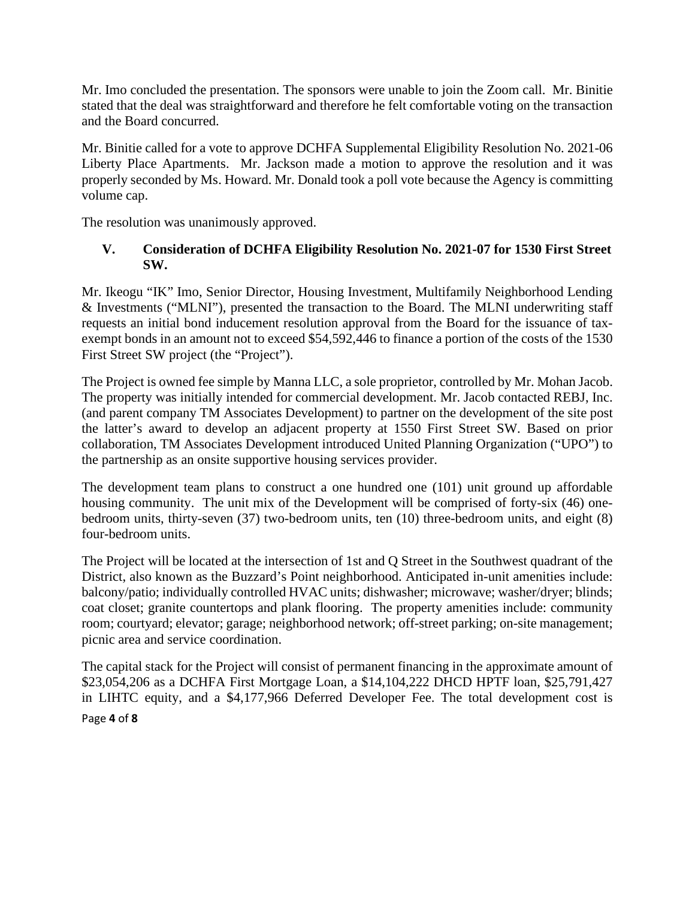Mr. Imo concluded the presentation. The sponsors were unable to join the Zoom call. Mr. Binitie stated that the deal was straightforward and therefore he felt comfortable voting on the transaction and the Board concurred.

Mr. Binitie called for a vote to approve DCHFA Supplemental Eligibility Resolution No. 2021-06 Liberty Place Apartments. Mr. Jackson made a motion to approve the resolution and it was properly seconded by Ms. Howard. Mr. Donald took a poll vote because the Agency is committing volume cap.

The resolution was unanimously approved.

## V. Consideration of DCHFA Eligibility Resolution No. 2021-07 for 1530 First Street SW.

Mr. Ikeogu "IK" Imo, Senior Director, Housing Investment, Multifamily Neighborhood Lending & Investments ("MLNI"), presented the transaction to the Board. The MLNI underwriting staff requests an initial bond inducement resolution approval from the Board for the issuance of tax-exempt bonds in an amount not to exceed $54,592,446 to finance a portion of the costs of the 1530 First Street SW project (the "Project").

The Project is owned fee simple by Manna LLC, a sole proprietor, controlled by Mr. Mohan Jacob. The property was initially intended for commercial development. Mr. Jacob contacted REBJ, Inc. (and parent company TM Associates Development) to partner on the development of the site post the latter's award to develop an adjacent property at 1550 First Street SW. Based on prior collaboration, TM Associates Development introduced United Planning Organization ("UPO") to the partnership as an onsite supportive housing services provider.

The development team plans to construct a one hundred one (101) unit ground up affordable housing community. The unit mix of the Development will be comprised of forty-six (46) one-bedroom units, thirty-seven (37) two-bedroom units, ten (10) three-bedroom units, and eight (8) four-bedroom units.

The Project will be located at the intersection of 1st and Q Street in the Southwest quadrant of the District, also known as the Buzzard's Point neighborhood. Anticipated in-unit amenities include: balcony/patio; individually controlled HVAC units; dishwasher; microwave; washer/dryer; blinds; coat closet; granite countertops and plank flooring. The property amenities include: community room; courtyard; elevator; garage; neighborhood network; off-street parking; on-site management; picnic area and service coordination.

The capital stack for the Project will consist of permanent financing in the approximate amount of $23,054,206 as a DCHFA First Mortgage Loan, a $14,104,222 DHCD HPTF loan, $25,791,427 in LIHTC equity, and a $4,177,966 Deferred Developer Fee. The total development cost is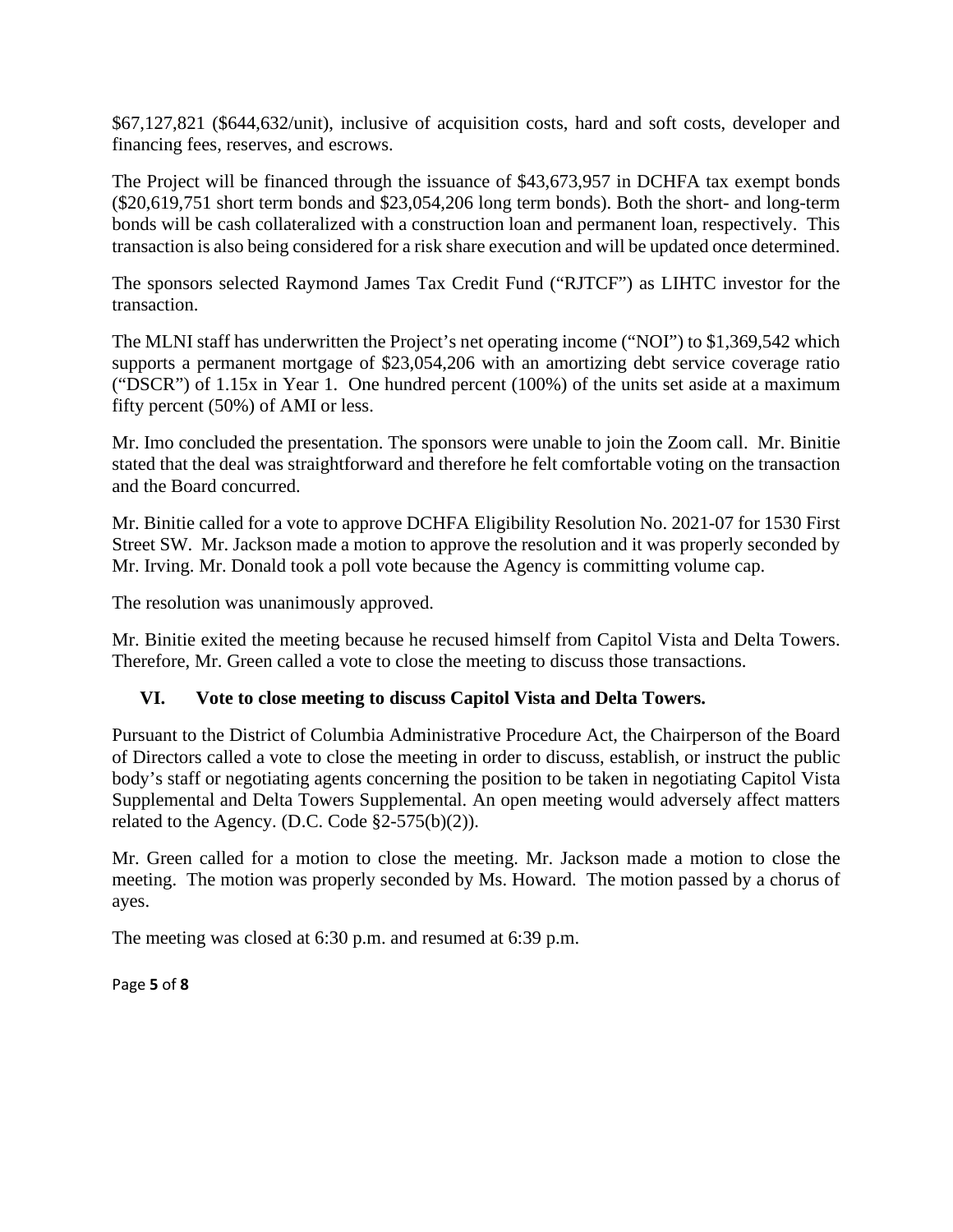$67,127,821 ($644,632/unit), inclusive of acquisition costs, hard and soft costs, developer and financing fees, reserves, and escrows.

The Project will be financed through the issuance of $43,673,957 in DCHFA tax exempt bonds ($20,619,751 short term bonds and $23,054,206 long term bonds). Both the short- and long-term bonds will be cash collateralized with a construction loan and permanent loan, respectively. This transaction is also being considered for a risk share execution and will be updated once determined.

The sponsors selected Raymond James Tax Credit Fund ("RJTCF") as LIHTC investor for the transaction.

The MLNI staff has underwritten the Project's net operating income ("NOI") to $1,369,542 which supports a permanent mortgage of $23,054,206 with an amortizing debt service coverage ratio ("DSCR") of 1.15x in Year 1. One hundred percent (100%) of the units set aside at a maximum fifty percent (50%) of AMI or less.

Mr. Imo concluded the presentation. The sponsors were unable to join the Zoom call. Mr. Binitie stated that the deal was straightforward and therefore he felt comfortable voting on the transaction and the Board concurred.

Mr. Binitie called for a vote to approve DCHFA Eligibility Resolution No. 2021-07 for 1530 First Street SW. Mr. Jackson made a motion to approve the resolution and it was properly seconded by Mr. Irving. Mr. Donald took a poll vote because the Agency is committing volume cap.

The resolution was unanimously approved.

Mr. Binitie exited the meeting because he recused himself from Capitol Vista and Delta Towers. Therefore, Mr. Green called a vote to close the meeting to discuss those transactions.

## VI. Vote to close meeting to discuss Capitol Vista and Delta Towers.

Pursuant to the District of Columbia Administrative Procedure Act, the Chairperson of the Board of Directors called a vote to close the meeting in order to discuss, establish, or instruct the public body's staff or negotiating agents concerning the position to be taken in negotiating Capitol Vista Supplemental and Delta Towers Supplemental. An open meeting would adversely affect matters related to the Agency. (D.C. Code §2-575(b)(2)).

Mr. Green called for a motion to close the meeting. Mr. Jackson made a motion to close the meeting. The motion was properly seconded by Ms. Howard. The motion passed by a chorus of ayes.

The meeting was closed at 6:30 p.m. and resumed at 6:39 p.m.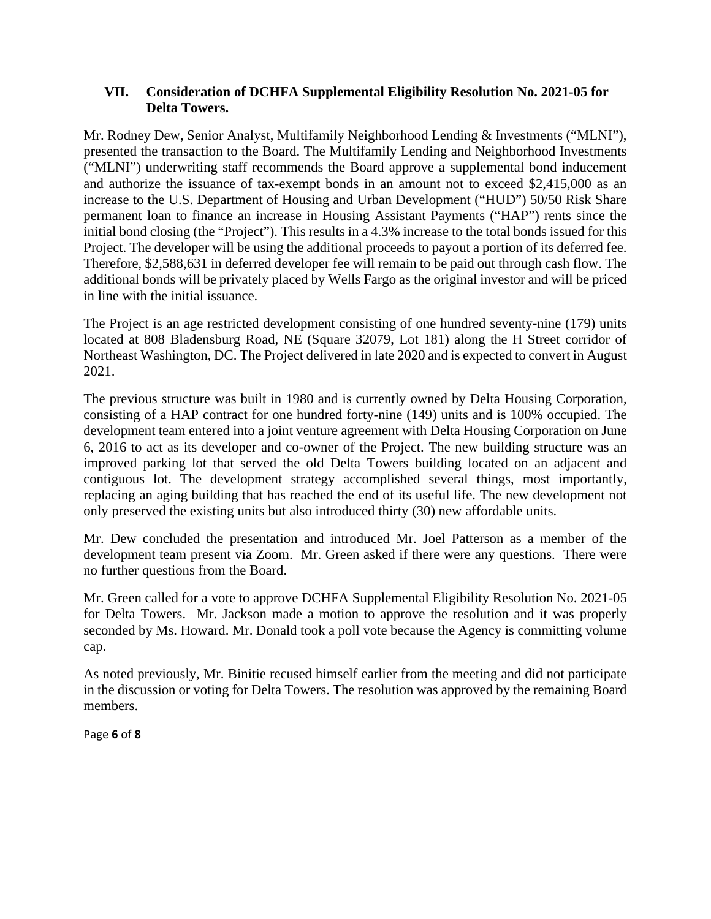### VII. Consideration of DCHFA Supplemental Eligibility Resolution No. 2021-05 for Delta Towers.

Mr. Rodney Dew, Senior Analyst, Multifamily Neighborhood Lending & Investments ("MLNI"), presented the transaction to the Board. The Multifamily Lending and Neighborhood Investments ("MLNI") underwriting staff recommends the Board approve a supplemental bond inducement and authorize the issuance of tax-exempt bonds in an amount not to exceed $2,415,000 as an increase to the U.S. Department of Housing and Urban Development ("HUD") 50/50 Risk Share permanent loan to finance an increase in Housing Assistant Payments ("HAP") rents since the initial bond closing (the "Project"). This results in a 4.3% increase to the total bonds issued for this Project. The developer will be using the additional proceeds to payout a portion of its deferred fee. Therefore, $2,588,631 in deferred developer fee will remain to be paid out through cash flow. The additional bonds will be privately placed by Wells Fargo as the original investor and will be priced in line with the initial issuance.

The Project is an age restricted development consisting of one hundred seventy-nine (179) units located at 808 Bladensburg Road, NE (Square 32079, Lot 181) along the H Street corridor of Northeast Washington, DC. The Project delivered in late 2020 and is expected to convert in August 2021.

The previous structure was built in 1980 and is currently owned by Delta Housing Corporation, consisting of a HAP contract for one hundred forty-nine (149) units and is 100% occupied. The development team entered into a joint venture agreement with Delta Housing Corporation on June 6, 2016 to act as its developer and co-owner of the Project. The new building structure was an improved parking lot that served the old Delta Towers building located on an adjacent and contiguous lot. The development strategy accomplished several things, most importantly, replacing an aging building that has reached the end of its useful life. The new development not only preserved the existing units but also introduced thirty (30) new affordable units.

Mr. Dew concluded the presentation and introduced Mr. Joel Patterson as a member of the development team present via Zoom. Mr. Green asked if there were any questions. There were no further questions from the Board.

Mr. Green called for a vote to approve DCHFA Supplemental Eligibility Resolution No. 2021-05 for Delta Towers. Mr. Jackson made a motion to approve the resolution and it was properly seconded by Ms. Howard. Mr. Donald took a poll vote because the Agency is committing volume cap.

As noted previously, Mr. Binitie recused himself earlier from the meeting and did not participate in the discussion or voting for Delta Towers. The resolution was approved by the remaining Board members.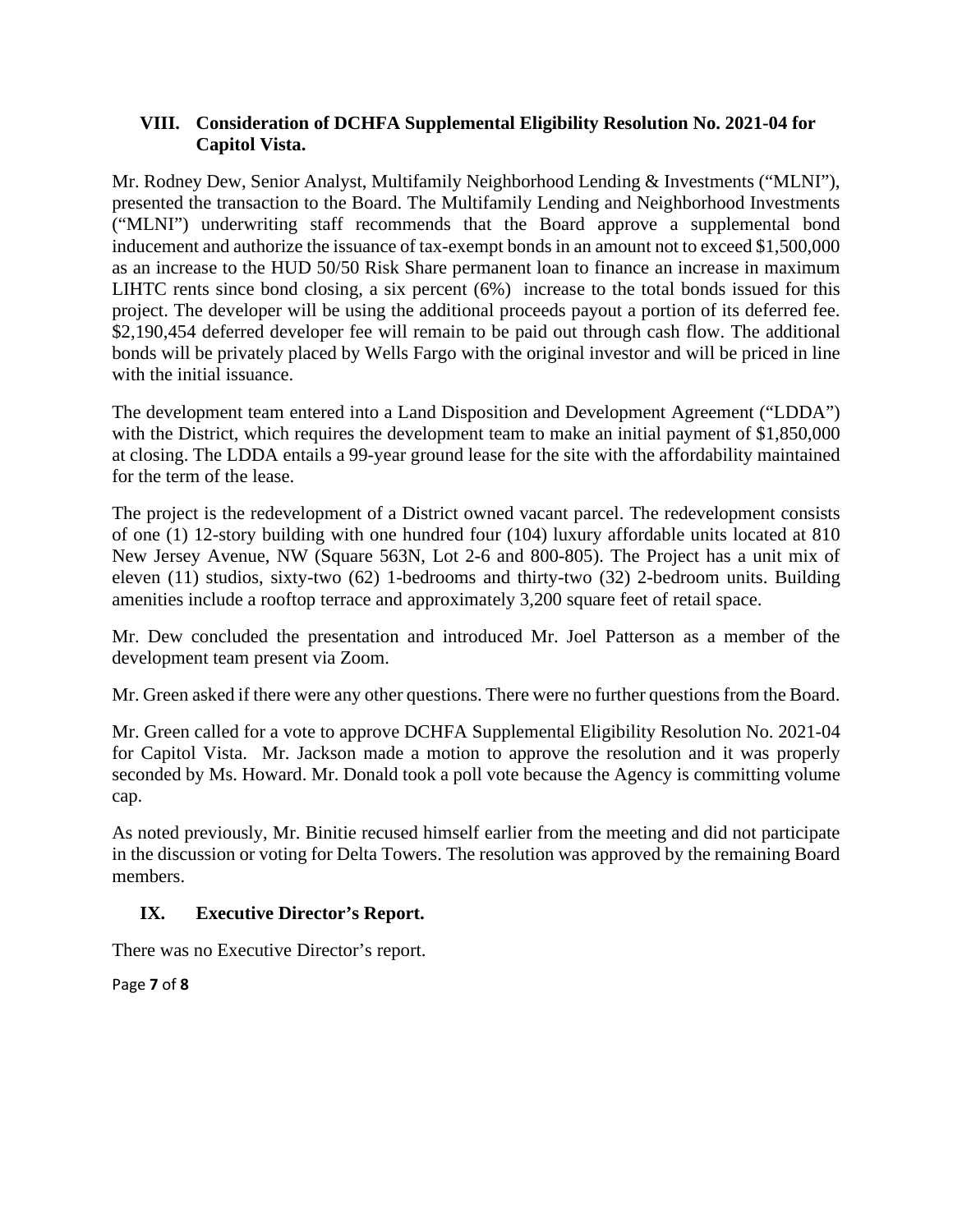## VIII. Consideration of DCHFA Supplemental Eligibility Resolution No. 2021-04 for Capitol Vista.

Mr. Rodney Dew, Senior Analyst, Multifamily Neighborhood Lending & Investments ("MLNI"), presented the transaction to the Board. The Multifamily Lending and Neighborhood Investments ("MLNI") underwriting staff recommends that the Board approve a supplemental bond inducement and authorize the issuance of tax-exempt bonds in an amount not to exceed $1,500,000 as an increase to the HUD 50/50 Risk Share permanent loan to finance an increase in maximum LIHTC rents since bond closing, a six percent (6%) increase to the total bonds issued for this project. The developer will be using the additional proceeds payout a portion of its deferred fee. $2,190,454 deferred developer fee will remain to be paid out through cash flow. The additional bonds will be privately placed by Wells Fargo with the original investor and will be priced in line with the initial issuance.

The development team entered into a Land Disposition and Development Agreement ("LDDA") with the District, which requires the development team to make an initial payment of $1,850,000 at closing. The LDDA entails a 99-year ground lease for the site with the affordability maintained for the term of the lease.

The project is the redevelopment of a District owned vacant parcel. The redevelopment consists of one (1) 12-story building with one hundred four (104) luxury affordable units located at 810 New Jersey Avenue, NW (Square 563N, Lot 2-6 and 800-805). The Project has a unit mix of eleven (11) studios, sixty-two (62) 1-bedrooms and thirty-two (32) 2-bedroom units. Building amenities include a rooftop terrace and approximately 3,200 square feet of retail space.

Mr. Dew concluded the presentation and introduced Mr. Joel Patterson as a member of the development team present via Zoom.

Mr. Green asked if there were any other questions. There were no further questions from the Board.

Mr. Green called for a vote to approve DCHFA Supplemental Eligibility Resolution No. 2021-04 for Capitol Vista. Mr. Jackson made a motion to approve the resolution and it was properly seconded by Ms. Howard. Mr. Donald took a poll vote because the Agency is committing volume cap.

As noted previously, Mr. Binitie recused himself earlier from the meeting and did not participate in the discussion or voting for Delta Towers. The resolution was approved by the remaining Board members.

## IX. Executive Director's Report.

There was no Executive Director's report.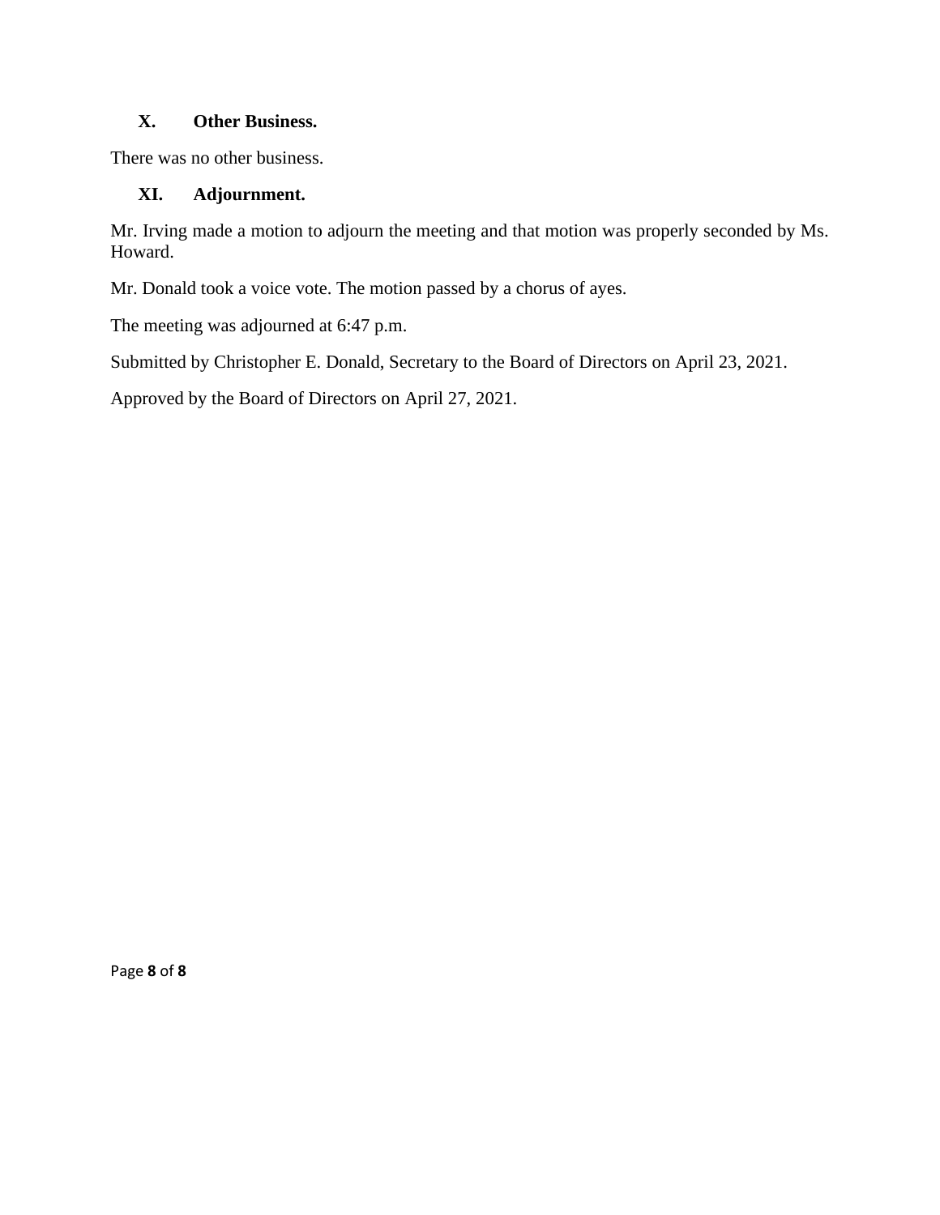### X. Other Business.

There was no other business.

### XI. Adjournment.

Mr. Irving made a motion to adjourn the meeting and that motion was properly seconded by Ms. Howard.

Mr. Donald took a voice vote. The motion passed by a chorus of ayes.

The meeting was adjourned at 6:47 p.m.

Submitted by Christopher E. Donald, Secretary to the Board of Directors on April 23, 2021.

Approved by the Board of Directors on April 27, 2021.